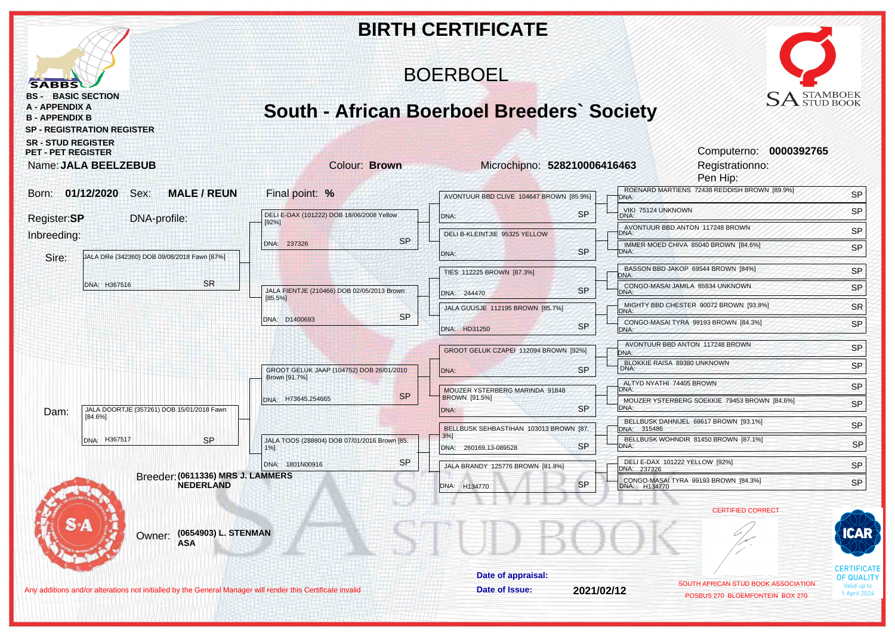# BIRTH CERTIFICATE

## BOERBOEL

## South - African Boerboel Breeders` Society

SABBS

**BS - BASIC SECTION**
**A - APPENDIX A**
**B - APPENDIX B**
**SP - REGISTRATION REGISTER**
**SR - STUD REGISTER**
**PET - PET REGISTER**

SA STAMBOEK STUD BOOK

Computerno: **0000392765**
Registrationno:
Pen Hip:

Name: **JALA BEELZEBUB** | Colour: **Brown** | Microchipno: **528210006416463**

Born: **01/12/2020** Sex: **MALE / REUN** Final point: **%**

Register: **SP** DNA-profile:

Inbreeding:

**Sire:** JALA DRe (342360) DOB 09/08/2018 Fawn [87%] — DNA: H367516 — SR

- DELI E-DAX (101222) DOB 18/06/2008 Yellow [92%] — DNA: 237326 — SP
  - AVONTUUR BBD CLIVE 104647 BROWN [85.9%] — DNA: — SP
    - ROENARD MARTIENS 72438 REDDISH BROWN [89.9%] — DNA: — SP
    - VIKI 75124 UNKNOWN — DNA: — SP
  - DELI B-KLEINTJIE 95325 YELLOW — DNA: — SP
    - AVONTUUR BBD ANTON 117248 BROWN — DNA: — SP
    - IMMER MOED CHIVA 85040 BROWN [84.6%] — DNA: — SP
- JALA FIENTJE (210466) DOB 02/05/2013 Brown [85.5%] — DNA: D1400693 — SP
  - TIES 112225 BROWN [87.3%] — DNA: 244470 — SP
    - BASSON BBD JAKOP 69544 BROWN [84%] — DNA: — SP
    - CONGO-MASAI JAMILA 85834 UNKNOWN — DNA: — SP
  - JALA GUUSJE 112195 BROWN [85.7%] — DNA: HD31250 — SP
    - MIGHTY BBD CHESTER 90072 BROWN [93.8%] — DNA: — SR
    - CONGO-MASAI TYRA 99193 BROWN [84.3%] — DNA: — SP

**Dam:** JALA DOORTJE (357261) DOB 15/01/2018 Fawn [84.6%] — DNA: H367517 — SP

- GROOT GELUK JAAP (104752) DOB 26/01/2010 Brown [91.7%] — DNA: H73645,254665 — SP
  - GROOT GELUK CZAPEI 112094 BROWN [92%] — DNA: — SP
    - AVONTUUR BBD ANTON 117248 BROWN — DNA: — SP
    - BLOKKIE RAISA 89380 UNKNOWN — DNA: — SP
  - MOUZER YSTERBERG MARINDA 91848 BROWN [91.5%] — DNA: — SP
    - ALTYD NYATHI 74405 BROWN — DNA: — SP
    - MOUZER YSTERBERG SOEKKIE 79453 BROWN [84.6%] — DNA: — SP
- JALA TOOS (288804) DOB 07/01/2016 Brown [85.1%] — DNA: 1801N00916 — SP
  - BELLBUSK SEHBASTIHAN 103013 BROWN [87.3%] — DNA: 260169,13-089528 — SP
    - BELLBUSK DAHNIJEL 69617 BROWN [93.1%] — DNA: 315486 — SP
    - BELLBUSK WOHNDIR 81450 BROWN [87.1%] — DNA: — SP
  - JALA BRANDY 125776 BROWN [81.8%] — DNA: H134770 — SP
    - DELI E-DAX 101222 YELLOW [92%] — DNA: 237326 — SP
    - CONGO-MASAI TYRA 99193 BROWN [84.3%] — DNA: H134770 — SP

Breeder: **(0611336) MRS J. LAMMERS NEDERLAND**

Owner: **(0654903) L. STENMAN ASA**

CERTIFIED CORRECT

SOUTH AFRICAN STUD BOOK ASSOCIATION
POSBUS 270 BLOEMFONTEIN BOX 270

ICAR CERTIFICATE OF QUALITY Valid up to 1 April 2024

**Date of appraisal:**

**Date of Issue:** **2021/02/12**

Any additions and/or alterations not initialled by the General Manager will render this Certificate invalid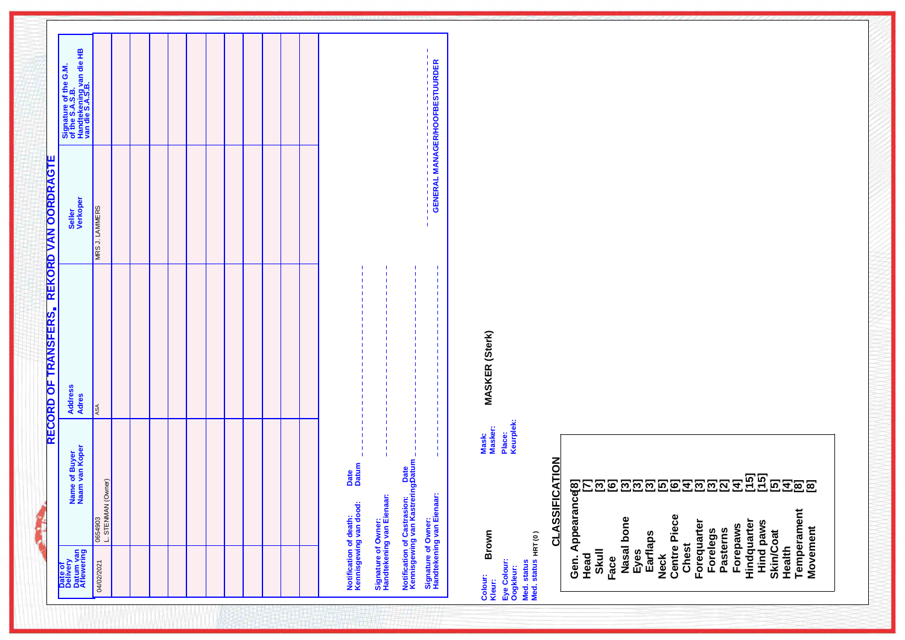# RECORD OF TRANSFERS. REKORD VAN OORDRAGTE

| Date of Delivery Datum van Aflewering | Name of Buyer Naam van Koper | Address Adres | Seller Verkoper | Signature of the G.M. of the S.A.S.B. Handtekening van die HB van die S.A.S.B. |
|---|---|---|---|---|
| 04/02/2021 | 0654903 L. STENMAN (Owner) | ASA | MRS J. LAMMERS | |
| | | | | |
| | | | | |
| | | | | |
| | | | | |
| | | | | |
| | | | | |
| | | | | |
| | | | | |
| | | | | |
| | | | | |
| | | | | |

Notification of death: Kennisgewing van dood: Date Datum

Signature of Owner: Handtekening van Eienaar:

Notification of Castrasion: Kennisgewing van Kastrering Date Datum

Signature of Owner: Handtekening van Eienaar:

GENERAL MANAGER/HOOFBESTUURDER

Colour: Kleur: Brown

Eye Colour: Oogkleur:

Med. status
Med. status HRT (0)

Mask: Masker: MASKER (Sterk)

Place: Keurplek:

## CLASSIFICATION

| | |
|---|---|
| Gen. Appearance | [8] |
| Head | [7] |
| Skull | [3] |
| Face | [6] |
| Nasal bone | [3] |
| Eyes | [3] |
| Earflaps | [3] |
| Neck | [5] |
| Centre Piece | [6] |
| Chest | [4] |
| Forequarter | [3] |
| Forelegs | [3] |
| Pasterns | [2] |
| Forepaws | [4] |
| Hindquarter | [15] |
| Hind paws | [15] |
| Skin/Coat | [5] |
| Health | [4] |
| Temperament | [8] |
| Movement | [8] |